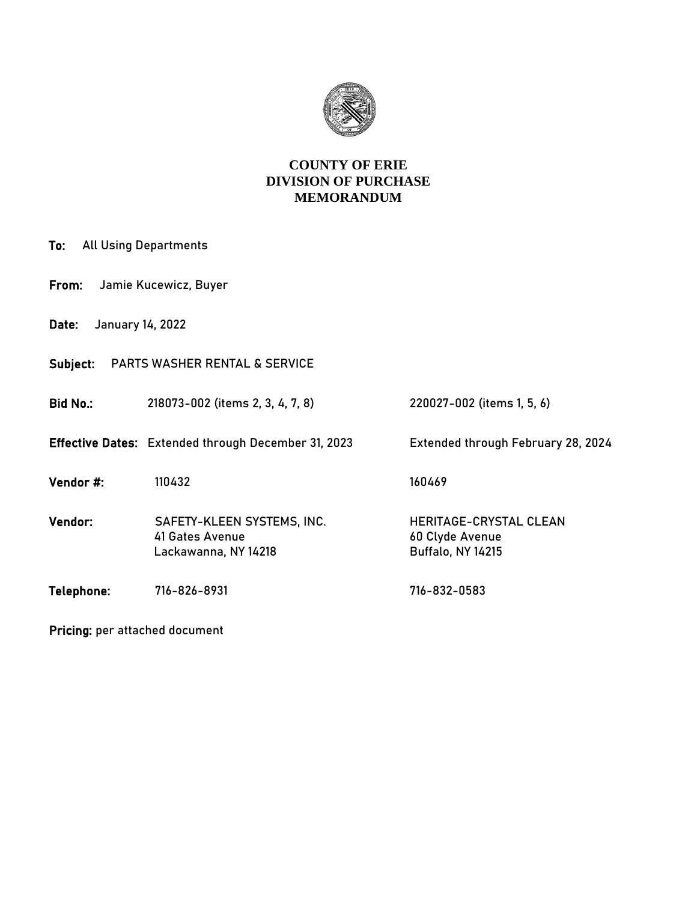# COUNTY OF ERIE
# DIVISION OF PURCHASE
# MEMORANDUM

**To:** All Using Departments

**From:** Jamie Kucewicz, Buyer

**Date:** January 14, 2022

**Subject:** PARTS WASHER RENTAL & SERVICE

| | | |
|---|---|---|
| **Bid No.:** | 218073-002 (items 2, 3, 4, 7, 8) | 220027-002 (items 1, 5, 6) |
| **Effective Dates:** | Extended through December 31, 2023 | Extended through February 28, 2024 |
| **Vendor #:** | 110432 | 160469 |
| **Vendor:** | SAFETY-KLEEN SYSTEMS, INC.<br>41 Gates Avenue<br>Lackawanna, NY 14218 | HERITAGE-CRYSTAL CLEAN<br>60 Clyde Avenue<br>Buffalo, NY 14215 |
| **Telephone:** | 716-826-8931 | 716-832-0583 |

**Pricing:** per attached document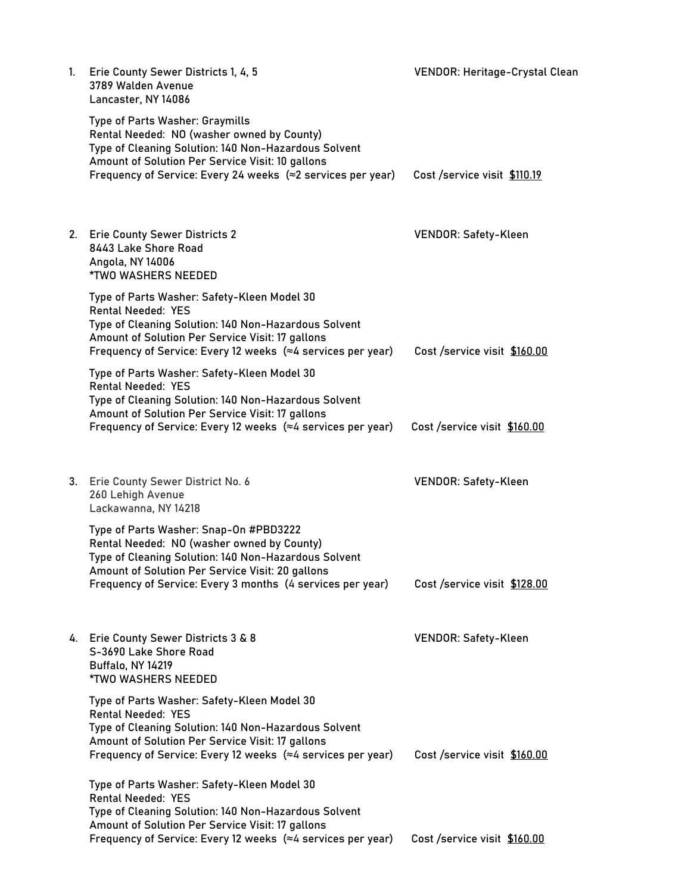1. Erie County Sewer Districts 1, 4, 5
   3789 Walden Avenue
   Lancaster, NY 14086

   VENDOR: Heritage-Crystal Clean

   Type of Parts Washer: Graymills
   Rental Needed: NO (washer owned by County)
   Type of Cleaning Solution: 140 Non-Hazardous Solvent
   Amount of Solution Per Service Visit: 10 gallons
   Frequency of Service: Every 24 weeks (≈2 services per year) Cost /service visit <u>$110.19</u>

2. Erie County Sewer Districts 2
   8443 Lake Shore Road
   Angola, NY 14006
   *TWO WASHERS NEEDED

   VENDOR: Safety-Kleen

   Type of Parts Washer: Safety-Kleen Model 30
   Rental Needed: YES
   Type of Cleaning Solution: 140 Non-Hazardous Solvent
   Amount of Solution Per Service Visit: 17 gallons
   Frequency of Service: Every 12 weeks (≈4 services per year) Cost /service visit <u>$160.00</u>

   Type of Parts Washer: Safety-Kleen Model 30
   Rental Needed: YES
   Type of Cleaning Solution: 140 Non-Hazardous Solvent
   Amount of Solution Per Service Visit: 17 gallons
   Frequency of Service: Every 12 weeks (≈4 services per year) Cost /service visit <u>$160.00</u>

3. Erie County Sewer District No. 6
   260 Lehigh Avenue
   Lackawanna, NY 14218

   VENDOR: Safety-Kleen

   Type of Parts Washer: Snap-On #PBD3222
   Rental Needed: NO (washer owned by County)
   Type of Cleaning Solution: 140 Non-Hazardous Solvent
   Amount of Solution Per Service Visit: 20 gallons
   Frequency of Service: Every 3 months (4 services per year) Cost /service visit <u>$128.00</u>

4. Erie County Sewer Districts 3 & 8
   S-3690 Lake Shore Road
   Buffalo, NY 14219
   *TWO WASHERS NEEDED

   VENDOR: Safety-Kleen

   Type of Parts Washer: Safety-Kleen Model 30
   Rental Needed: YES
   Type of Cleaning Solution: 140 Non-Hazardous Solvent
   Amount of Solution Per Service Visit: 17 gallons
   Frequency of Service: Every 12 weeks (≈4 services per year) Cost /service visit <u>$160.00</u>

   Type of Parts Washer: Safety-Kleen Model 30
   Rental Needed: YES
   Type of Cleaning Solution: 140 Non-Hazardous Solvent
   Amount of Solution Per Service Visit: 17 gallons
   Frequency of Service: Every 12 weeks (≈4 services per year) Cost /service visit <u>$160.00</u>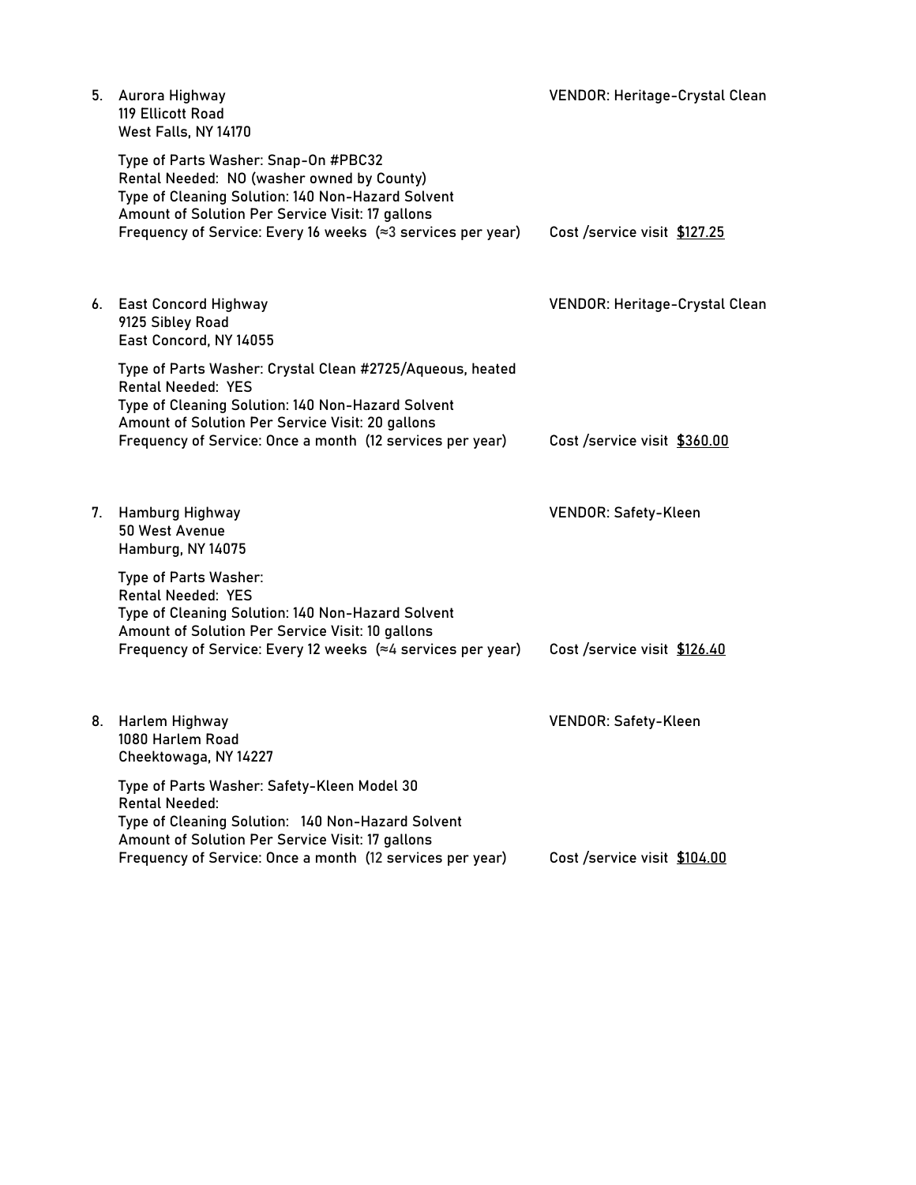5. Aurora Highway
   119 Ellicott Road
   West Falls, NY 14170

   VENDOR: Heritage-Crystal Clean

   Type of Parts Washer: Snap-On #PBC32
   Rental Needed: NO (washer owned by County)
   Type of Cleaning Solution: 140 Non-Hazard Solvent
   Amount of Solution Per Service Visit: 17 gallons
   Frequency of Service: Every 16 weeks (≈3 services per year)

   Cost /service visit $127.25

6. East Concord Highway
   9125 Sibley Road
   East Concord, NY 14055

   VENDOR: Heritage-Crystal Clean

   Type of Parts Washer: Crystal Clean #2725/Aqueous, heated
   Rental Needed: YES
   Type of Cleaning Solution: 140 Non-Hazard Solvent
   Amount of Solution Per Service Visit: 20 gallons
   Frequency of Service: Once a month (12 services per year)

   Cost /service visit $360.00

7. Hamburg Highway
   50 West Avenue
   Hamburg, NY 14075

   VENDOR: Safety-Kleen

   Type of Parts Washer:
   Rental Needed: YES
   Type of Cleaning Solution: 140 Non-Hazard Solvent
   Amount of Solution Per Service Visit: 10 gallons
   Frequency of Service: Every 12 weeks (≈4 services per year)

   Cost /service visit $126.40

8. Harlem Highway
   1080 Harlem Road
   Cheektowaga, NY 14227

   VENDOR: Safety-Kleen

   Type of Parts Washer: Safety-Kleen Model 30
   Rental Needed:
   Type of Cleaning Solution: 140 Non-Hazard Solvent
   Amount of Solution Per Service Visit: 17 gallons
   Frequency of Service: Once a month (12 services per year)

   Cost /service visit $104.00